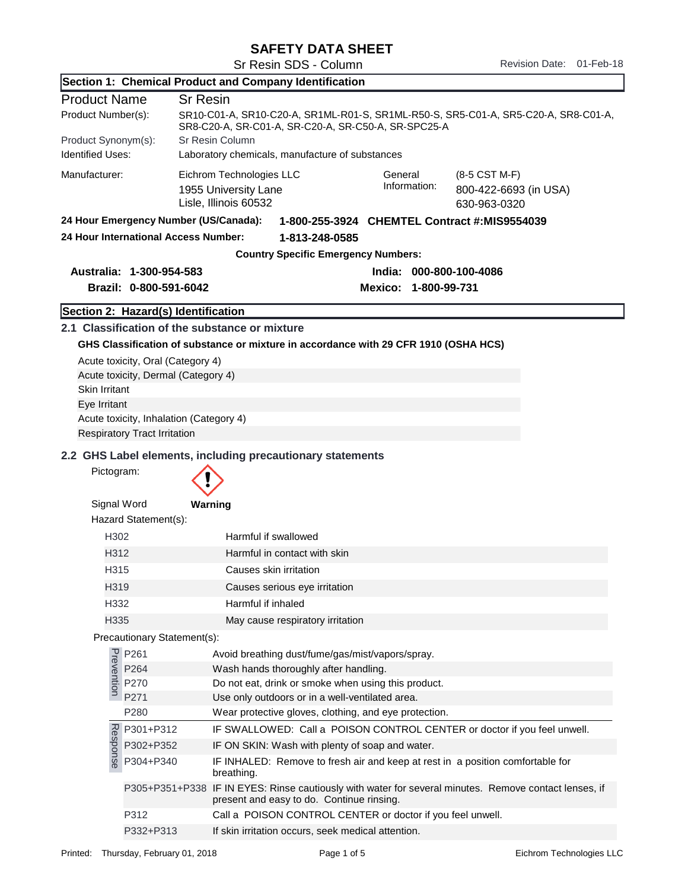# SAFETY DATA SHEET

Sr Resin SDS - Column

Revision Date: 01-Feb-18

## Section 1: Chemical Product and Company Identification

| | |
|---|---|
| Product Name | Sr Resin |
| Product Number(s): | SR10-C01-A, SR10-C20-A, SR1ML-R01-S, SR1ML-R50-S, SR5-C01-A, SR5-C20-A, SR8-C01-A, SR8-C20-A, SR-C01-A, SR-C20-A, SR-C50-A, SR-SPC25-A |
| Product Synonym(s): | Sr Resin Column |
| Identified Uses: | Laboratory chemicals, manufacture of substances |

| | | | |
|---|---|---|---|
| Manufacturer: | Eichrom Technologies LLC<br>1955 University Lane<br>Lisle, Illinois 60532 | General Information: | (8-5 CST M-F)<br>800-422-6693 (in USA)<br>630-963-0320 |

**24 Hour Emergency Number (US/Canada):** **1-800-255-3924 CHEMTEL Contract #:MIS9554039**

**24 Hour International Access Number:** **1-813-248-0585**

**Country Specific Emergency Numbers:**

| | |
|---|---|
| **Australia: 1-300-954-583** | **India: 000-800-100-4086** |
| **Brazil: 0-800-591-6042** | **Mexico: 1-800-99-731** |

## Section 2: Hazard(s) Identification

### 2.1 Classification of the substance or mixture

**GHS Classification of substance or mixture in accordance with 29 CFR 1910 (OSHA HCS)**

- Acute toxicity, Oral (Category 4)
- Acute toxicity, Dermal (Category 4)
- Skin Irritant
- Eye Irritant
- Acute toxicity, Inhalation (Category 4)
- Respiratory Tract Irritation

### 2.2 GHS Label elements, including precautionary statements

Pictogram: (exclamation mark)

Signal Word **Warning**

Hazard Statement(s):

| | |
|---|---|
| H302 | Harmful if swallowed |
| H312 | Harmful in contact with skin |
| H315 | Causes skin irritation |
| H319 | Causes serious eye irritation |
| H332 | Harmful if inhaled |
| H335 | May cause respiratory irritation |

Precautionary Statement(s):

| | | |
|---|---|---|
| Prevention | P261 | Avoid breathing dust/fume/gas/mist/vapors/spray. |
| | P264 | Wash hands thoroughly after handling. |
| | P270 | Do not eat, drink or smoke when using this product. |
| | P271 | Use only outdoors or in a well-ventilated area. |
| | P280 | Wear protective gloves, clothing, and eye protection. |
| Response | P301+P312 | IF SWALLOWED: Call a POISON CONTROL CENTER or doctor if you feel unwell. |
| | P302+P352 | IF ON SKIN: Wash with plenty of soap and water. |
| | P304+P340 | IF INHALED: Remove to fresh air and keep at rest in a position comfortable for breathing. |
| | P305+P351+P338 | IF IN EYES: Rinse cautiously with water for several minutes. Remove contact lenses, if present and easy to do. Continue rinsing. |
| | P312 | Call a POISON CONTROL CENTER or doctor if you feel unwell. |
| | P332+P313 | If skin irritation occurs, seek medical attention. |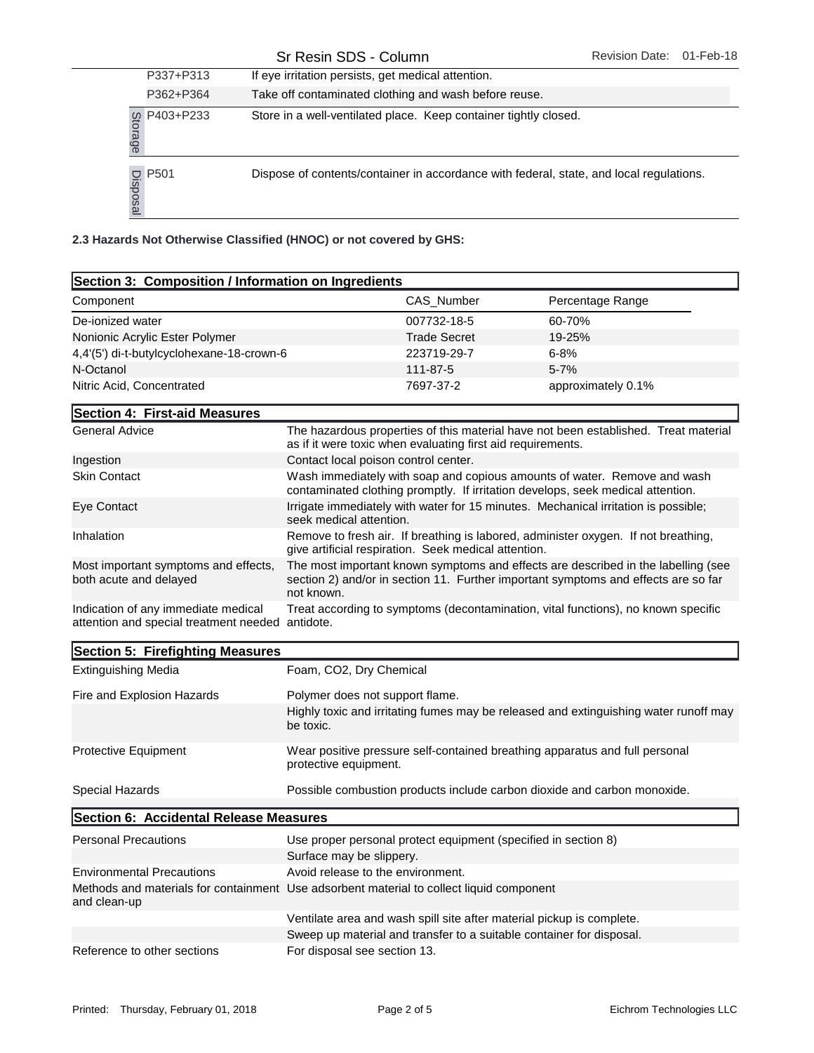| | | |
|---|---|---|
| | P337+P313 | If eye irritation persists, get medical attention. |
| | P362+P364 | Take off contaminated clothing and wash before reuse. |
| Storage | P403+P233 | Store in a well-ventilated place. Keep container tightly closed. |
| Disposal | P501 | Dispose of contents/container in accordance with federal, state, and local regulations. |

**2.3 Hazards Not Otherwise Classified (HNOC) or not covered by GHS:**

## Section 3: Composition / Information on Ingredients

| Component | CAS_Number | Percentage Range |
|---|---|---|
| De-ionized water | 007732-18-5 | 60-70% |
| Nonionic Acrylic Ester Polymer | Trade Secret | 19-25% |
| 4,4'(5') di-t-butylcyclohexane-18-crown-6 | 223719-29-7 | 6-8% |
| N-Octanol | 111-87-5 | 5-7% |
| Nitric Acid, Concentrated | 7697-37-2 | approximately 0.1% |

## Section 4: First-aid Measures

| | |
|---|---|
| General Advice | The hazardous properties of this material have not been established. Treat material as if it were toxic when evaluating first aid requirements. |
| Ingestion | Contact local poison control center. |
| Skin Contact | Wash immediately with soap and copious amounts of water. Remove and wash contaminated clothing promptly. If irritation develops, seek medical attention. |
| Eye Contact | Irrigate immediately with water for 15 minutes. Mechanical irritation is possible; seek medical attention. |
| Inhalation | Remove to fresh air. If breathing is labored, administer oxygen. If not breathing, give artificial respiration. Seek medical attention. |
| Most important symptoms and effects, both acute and delayed | The most important known symptoms and effects are described in the labelling (see section 2) and/or in section 11. Further important symptoms and effects are so far not known. |
| Indication of any immediate medical attention and special treatment needed | Treat according to symptoms (decontamination, vital functions), no known specific antidote. |

## Section 5: Firefighting Measures

| | |
|---|---|
| Extinguishing Media | Foam, $CO_2$, Dry Chemical |
| Fire and Explosion Hazards | Polymer does not support flame. |
| | Highly toxic and irritating fumes may be released and extinguishing water runoff may be toxic. |
| Protective Equipment | Wear positive pressure self-contained breathing apparatus and full personal protective equipment. |
| Special Hazards | Possible combustion products include carbon dioxide and carbon monoxide. |

## Section 6: Accidental Release Measures

| | |
|---|---|
| Personal Precautions | Use proper personal protect equipment (specified in section 8) |
| | Surface may be slippery. |
| Environmental Precautions | Avoid release to the environment. |
| Methods and materials for containment and clean-up | Use adsorbent material to collect liquid component |
| | Ventilate area and wash spill site after material pickup is complete. |
| | Sweep up material and transfer to a suitable container for disposal. |
| Reference to other sections | For disposal see section 13. |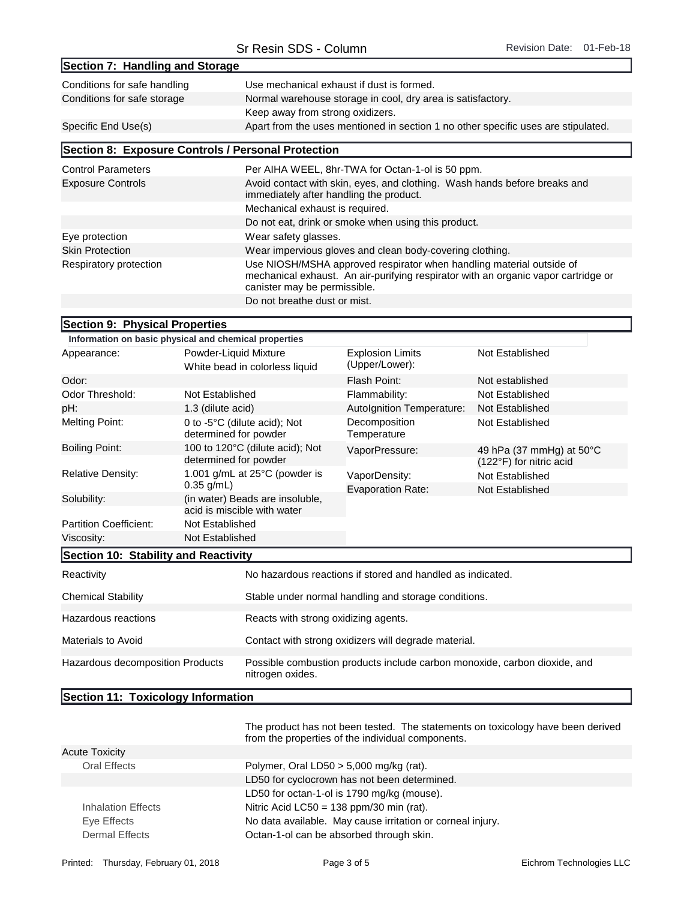## Section 7: Handling and Storage

| | |
|---|---|
| Conditions for safe handling | Use mechanical exhaust if dust is formed. |
| Conditions for safe storage | Normal warehouse storage in cool, dry area is satisfactory. |
| | Keep away from strong oxidizers. |
| Specific End Use(s) | Apart from the uses mentioned in section 1 no other specific uses are stipulated. |

## Section 8: Exposure Controls / Personal Protection

| | |
|---|---|
| Control Parameters | Per AIHA WEEL, 8hr-TWA for Octan-1-ol is 50 ppm. |
| Exposure Controls | Avoid contact with skin, eyes, and clothing. Wash hands before breaks and immediately after handling the product. |
| | Mechanical exhaust is required. |
| | Do not eat, drink or smoke when using this product. |
| Eye protection | Wear safety glasses. |
| Skin Protection | Wear impervious gloves and clean body-covering clothing. |
| Respiratory protection | Use NIOSH/MSHA approved respirator when handling material outside of mechanical exhaust. An air-purifying respirator with an organic vapor cartridge or canister may be permissible. |
| | Do not breathe dust or mist. |

## Section 9: Physical Properties

**Information on basic physical and chemical properties**

| | | | |
|---|---|---|---|
| Appearance: | Powder-Liquid Mixture<br>White bead in colorless liquid | Explosion Limits (Upper/Lower): | Not Established |
| Odor: | | Flash Point: | Not established |
| Odor Threshold: | Not Established | Flammability: | Not Established |
| pH: | 1.3 (dilute acid) | AutoIgnition Temperature: | Not Established |
| Melting Point: | 0 to -5°C (dilute acid); Not determined for powder | Decomposition Temperature | Not Established |
| Boiling Point: | 100 to 120°C (dilute acid); Not determined for powder | VaporPressure: | 49 hPa (37 mmHg) at 50°C (122°F) for nitric acid |
| Relative Density: | 1.001 g/mL at 25°C (powder is 0.35 g/mL) | VaporDensity: | Not Established |
| | | Evaporation Rate: | Not Established |
| Solubility: | (in water) Beads are insoluble, acid is miscible with water | | |
| Partition Coefficient: | Not Established | | |
| Viscosity: | Not Established | | |

## Section 10: Stability and Reactivity

| | |
|---|---|
| Reactivity | No hazardous reactions if stored and handled as indicated. |
| Chemical Stability | Stable under normal handling and storage conditions. |
| Hazardous reactions | Reacts with strong oxidizing agents. |
| Materials to Avoid | Contact with strong oxidizers will degrade material. |
| Hazardous decomposition Products | Possible combustion products include carbon monoxide, carbon dioxide, and nitrogen oxides. |

## Section 11: Toxicology Information

The product has not been tested. The statements on toxicology have been derived from the properties of the individual components.

| | |
|---|---|
| Acute Toxicity | |
| Oral Effects | Polymer, Oral LD50 > 5,000 mg/kg (rat). |
| | LD50 for cyclocrown has not been determined. |
| | LD50 for octan-1-ol is 1790 mg/kg (mouse). |
| Inhalation Effects | Nitric Acid LC50 = 138 ppm/30 min (rat). |
| Eye Effects | No data available. May cause irritation or corneal injury. |
| Dermal Effects | Octan-1-ol can be absorbed through skin. |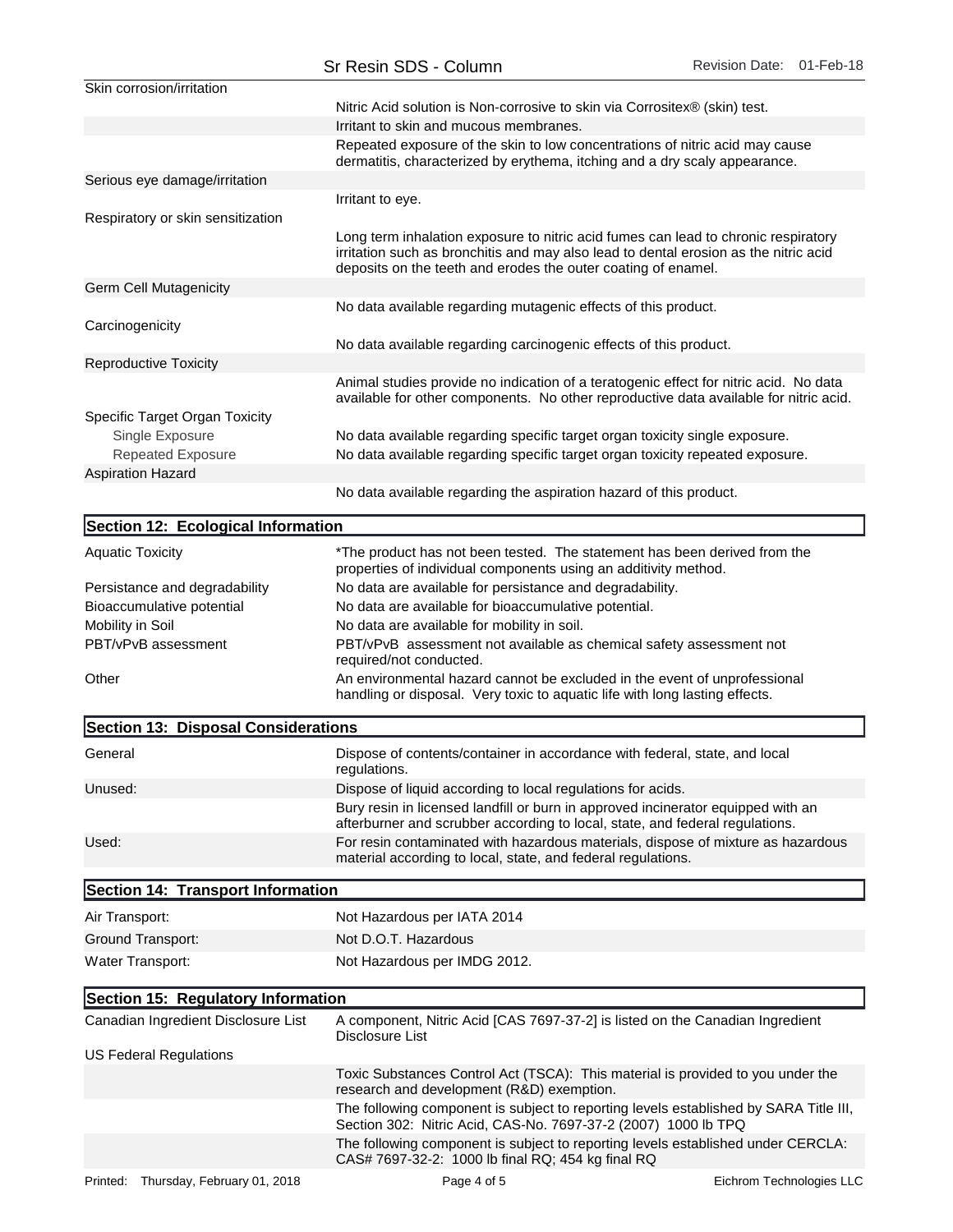| | |
|---|---|
| Skin corrosion/irritation | |
| | Nitric Acid solution is Non-corrosive to skin via Corrositex® (skin) test. |
| | Irritant to skin and mucous membranes. |
| | Repeated exposure of the skin to low concentrations of nitric acid may cause dermatitis, characterized by erythema, itching and a dry scaly appearance. |
| Serious eye damage/irritation | |
| | Irritant to eye. |
| Respiratory or skin sensitization | |
| | Long term inhalation exposure to nitric acid fumes can lead to chronic respiratory irritation such as bronchitis and may also lead to dental erosion as the nitric acid deposits on the teeth and erodes the outer coating of enamel. |
| Germ Cell Mutagenicity | |
| | No data available regarding mutagenic effects of this product. |
| Carcinogenicity | |
| | No data available regarding carcinogenic effects of this product. |
| Reproductive Toxicity | |
| | Animal studies provide no indication of a teratogenic effect for nitric acid. No data available for other components. No other reproductive data available for nitric acid. |
| Specific Target Organ Toxicity | |
| Single Exposure | No data available regarding specific target organ toxicity single exposure. |
| Repeated Exposure | No data available regarding specific target organ toxicity repeated exposure. |
| Aspiration Hazard | |
| | No data available regarding the aspiration hazard of this product. |

## Section 12: Ecological Information

| | |
|---|---|
| Aquatic Toxicity | *The product has not been tested. The statement has been derived from the properties of individual components using an additivity method. |
| Persistance and degradability | No data are available for persistance and degradability. |
| Bioaccumulative potential | No data are available for bioaccumulative potential. |
| Mobility in Soil | No data are available for mobility in soil. |
| PBT/vPvB assessment | PBT/vPvB assessment not available as chemical safety assessment not required/not conducted. |
| Other | An environmental hazard cannot be excluded in the event of unprofessional handling or disposal. Very toxic to aquatic life with long lasting effects. |

## Section 13: Disposal Considerations

| | |
|---|---|
| General | Dispose of contents/container in accordance with federal, state, and local regulations. |
| Unused: | Dispose of liquid according to local regulations for acids. |
| | Bury resin in licensed landfill or burn in approved incinerator equipped with an afterburner and scrubber according to local, state, and federal regulations. |
| Used: | For resin contaminated with hazardous materials, dispose of mixture as hazardous material according to local, state, and federal regulations. |

## Section 14: Transport Information

| | |
|---|---|
| Air Transport: | Not Hazardous per IATA 2014 |
| Ground Transport: | Not D.O.T. Hazardous |
| Water Transport: | Not Hazardous per IMDG 2012. |

## Section 15: Regulatory Information

| | |
|---|---|
| Canadian Ingredient Disclosure List | A component, Nitric Acid [CAS 7697-37-2] is listed on the Canadian Ingredient Disclosure List |
| US Federal Regulations | |
| | Toxic Substances Control Act (TSCA): This material is provided to you under the research and development (R&D) exemption. |
| | The following component is subject to reporting levels established by SARA Title III, Section 302: Nitric Acid, CAS-No. 7697-37-2 (2007) 1000 lb TPQ |
| | The following component is subject to reporting levels established under CERCLA: CAS# 7697-32-2: 1000 lb final RQ; 454 kg final RQ |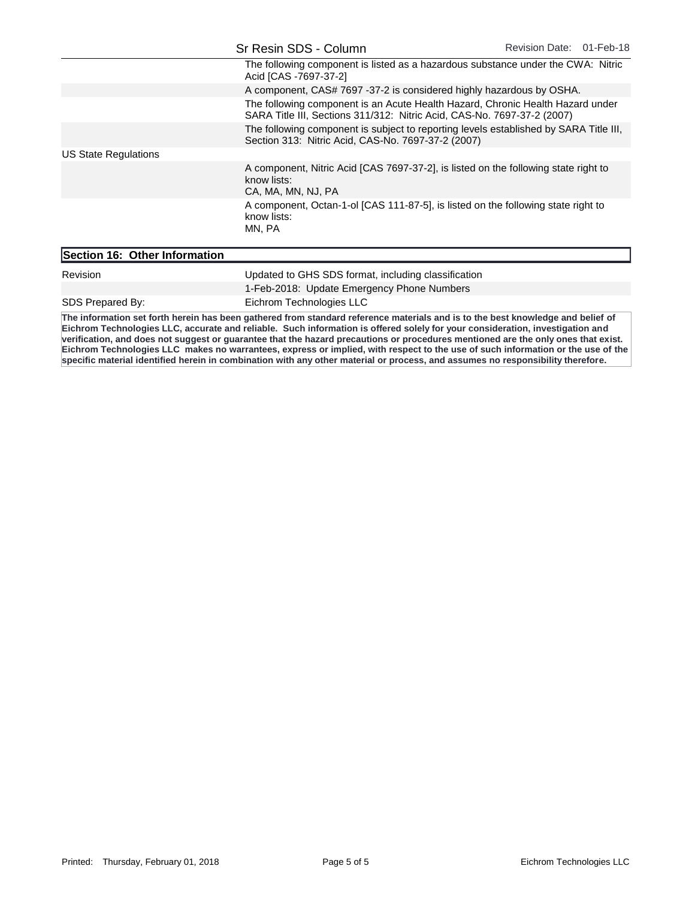| | |
|---|---|
| | The following component is listed as a hazardous substance under the CWA: Nitric Acid [CAS -7697-37-2] |
| | A component, CAS# 7697 -37-2 is considered highly hazardous by OSHA. |
| | The following component is an Acute Health Hazard, Chronic Health Hazard under SARA Title III, Sections 311/312: Nitric Acid, CAS-No. 7697-37-2 (2007) |
| | The following component is subject to reporting levels established by SARA Title III, Section 313: Nitric Acid, CAS-No. 7697-37-2 (2007) |
| US State Regulations | |
| | A component, Nitric Acid [CAS 7697-37-2], is listed on the following state right to know lists: CA, MA, MN, NJ, PA |
| | A component, Octan-1-ol [CAS 111-87-5], is listed on the following state right to know lists: MN, PA |

## Section 16: Other Information

| | |
|---|---|
| Revision | Updated to GHS SDS format, including classification |
| | 1-Feb-2018: Update Emergency Phone Numbers |
| SDS Prepared By: | Eichrom Technologies LLC |

**The information set forth herein has been gathered from standard reference materials and is to the best knowledge and belief of Eichrom Technologies LLC, accurate and reliable. Such information is offered solely for your consideration, investigation and verification, and does not suggest or guarantee that the hazard precautions or procedures mentioned are the only ones that exist. Eichrom Technologies LLC makes no warrantees, express or implied, with respect to the use of such information or the use of the specific material identified herein in combination with any other material or process, and assumes no responsibility therefore.**